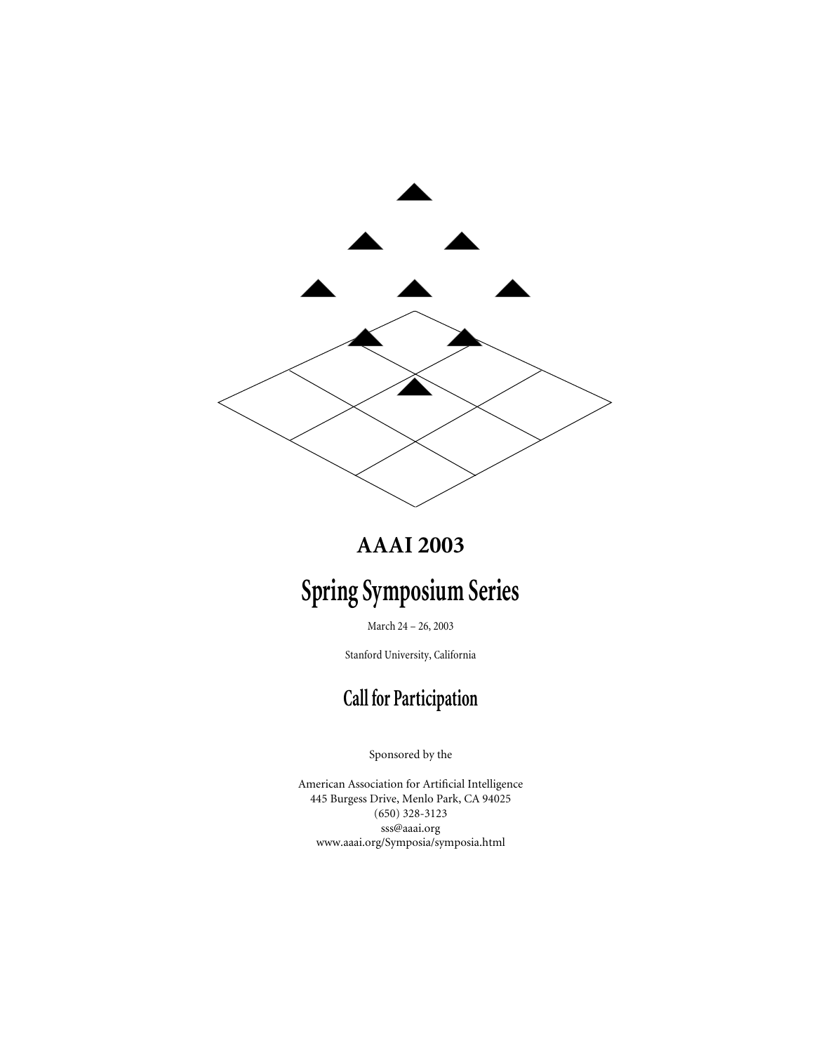# AAAI 2003

# Spring Symposium Series

March 24 – 26, 2003

Stanford University, California

## Call for Participation

Sponsored by the

American Association for Artificial Intelligence
445 Burgess Drive, Menlo Park, CA 94025
(650) 328-3123
sss@aaai.org
www.aaai.org/Symposia/symposia.html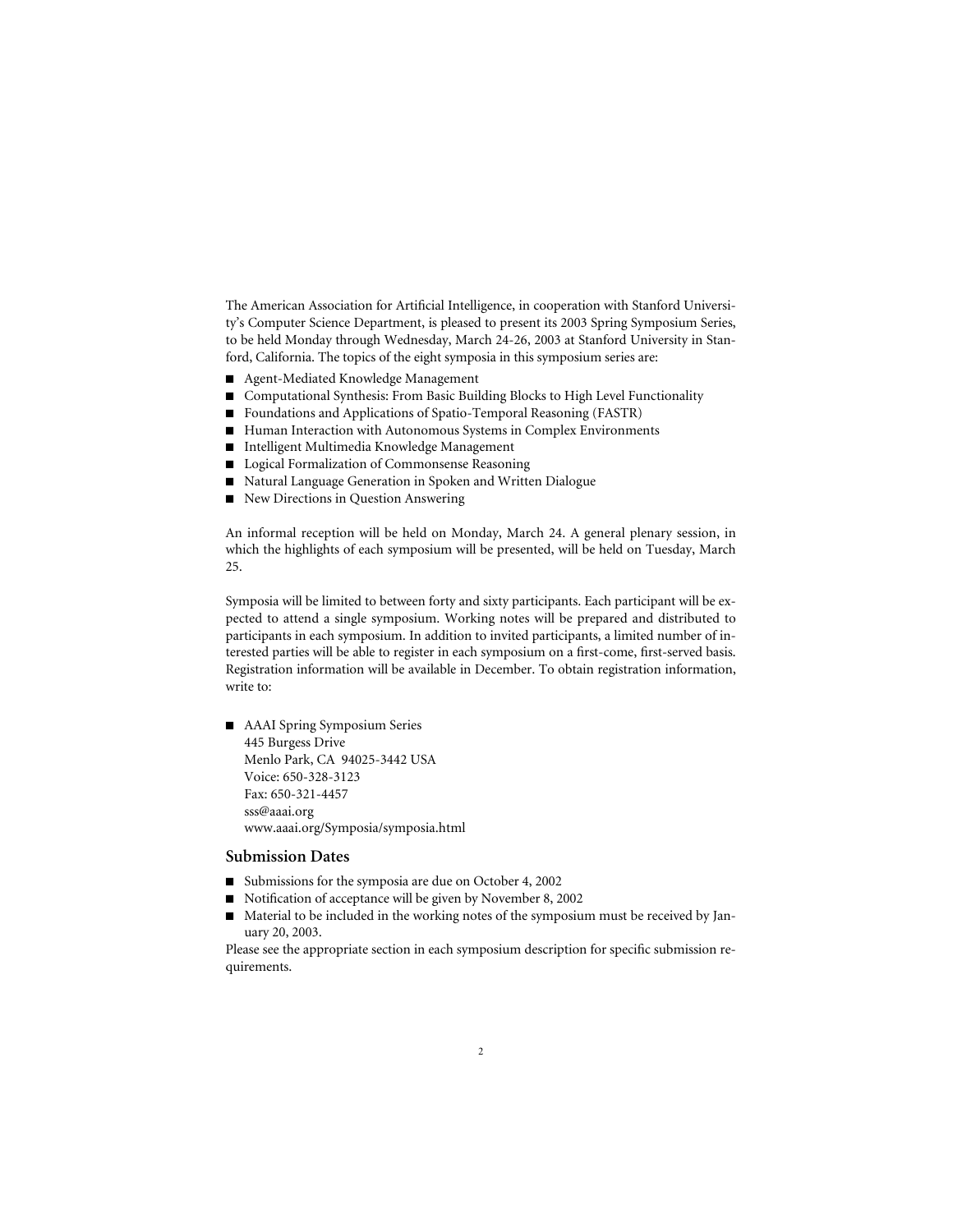The American Association for Artificial Intelligence, in cooperation with Stanford University's Computer Science Department, is pleased to present its 2003 Spring Symposium Series, to be held Monday through Wednesday, March 24-26, 2003 at Stanford University in Stanford, California. The topics of the eight symposia in this symposium series are:

- Agent-Mediated Knowledge Management
- Computational Synthesis: From Basic Building Blocks to High Level Functionality
- Foundations and Applications of Spatio-Temporal Reasoning (FASTR)
- Human Interaction with Autonomous Systems in Complex Environments
- Intelligent Multimedia Knowledge Management
- Logical Formalization of Commonsense Reasoning
- Natural Language Generation in Spoken and Written Dialogue
- New Directions in Question Answering

An informal reception will be held on Monday, March 24. A general plenary session, in which the highlights of each symposium will be presented, will be held on Tuesday, March 25.

Symposia will be limited to between forty and sixty participants. Each participant will be expected to attend a single symposium. Working notes will be prepared and distributed to participants in each symposium. In addition to invited participants, a limited number of interested parties will be able to register in each symposium on a first-come, first-served basis. Registration information will be available in December. To obtain registration information, write to:

- AAAI Spring Symposium Series
  445 Burgess Drive
  Menlo Park, CA 94025-3442 USA
  Voice: 650-328-3123
  Fax: 650-321-4457
  sss@aaai.org
  www.aaai.org/Symposia/symposia.html

## Submission Dates

- Submissions for the symposia are due on October 4, 2002
- Notification of acceptance will be given by November 8, 2002
- Material to be included in the working notes of the symposium must be received by January 20, 2003.

Please see the appropriate section in each symposium description for specific submission requirements.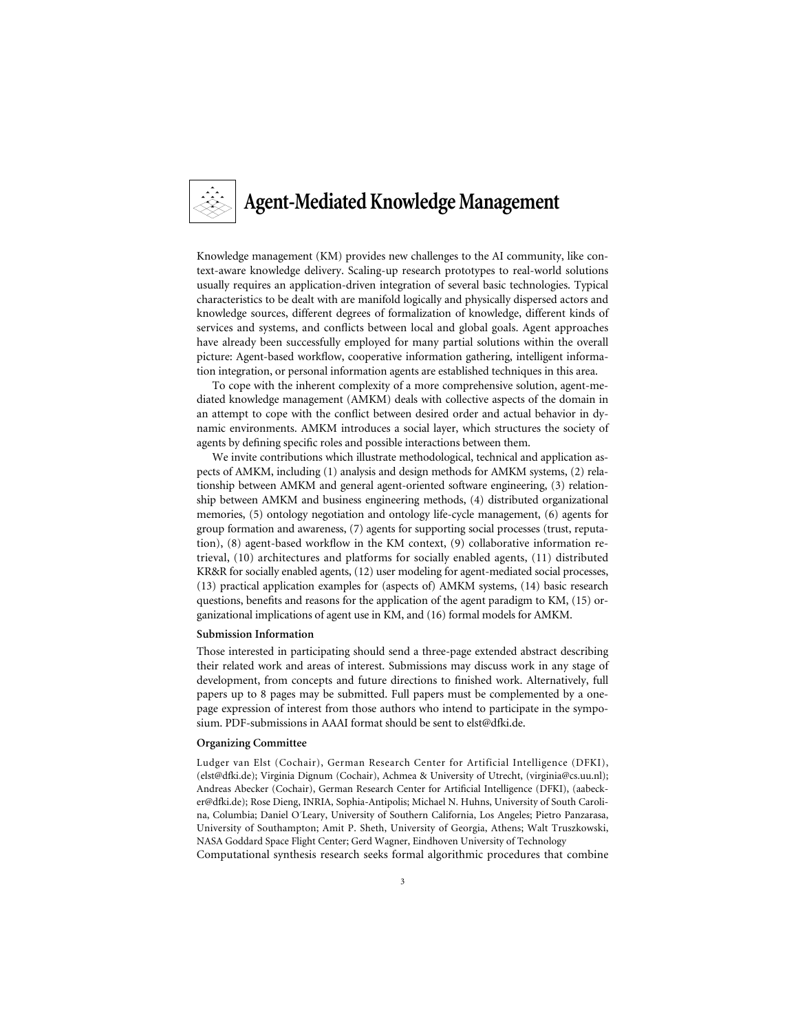# Agent-Mediated Knowledge Management

Knowledge management (KM) provides new challenges to the AI community, like context-aware knowledge delivery. Scaling-up research prototypes to real-world solutions usually requires an application-driven integration of several basic technologies. Typical characteristics to be dealt with are manifold logically and physically dispersed actors and knowledge sources, different degrees of formalization of knowledge, different kinds of services and systems, and conflicts between local and global goals. Agent approaches have already been successfully employed for many partial solutions within the overall picture: Agent-based workflow, cooperative information gathering, intelligent information integration, or personal information agents are established techniques in this area.

To cope with the inherent complexity of a more comprehensive solution, agent-mediated knowledge management (AMKM) deals with collective aspects of the domain in an attempt to cope with the conflict between desired order and actual behavior in dynamic environments. AMKM introduces a social layer, which structures the society of agents by defining specific roles and possible interactions between them.

We invite contributions which illustrate methodological, technical and application aspects of AMKM, including (1) analysis and design methods for AMKM systems, (2) relationship between AMKM and general agent-oriented software engineering, (3) relationship between AMKM and business engineering methods, (4) distributed organizational memories, (5) ontology negotiation and ontology life-cycle management, (6) agents for group formation and awareness, (7) agents for supporting social processes (trust, reputation), (8) agent-based workflow in the KM context, (9) collaborative information retrieval, (10) architectures and platforms for socially enabled agents, (11) distributed KR&R for socially enabled agents, (12) user modeling for agent-mediated social processes, (13) practical application examples for (aspects of) AMKM systems, (14) basic research questions, benefits and reasons for the application of the agent paradigm to KM, (15) organizational implications of agent use in KM, and (16) formal models for AMKM.

### Submission Information

Those interested in participating should send a three-page extended abstract describing their related work and areas of interest. Submissions may discuss work in any stage of development, from concepts and future directions to finished work. Alternatively, full papers up to 8 pages may be submitted. Full papers must be complemented by a one-page expression of interest from those authors who intend to participate in the symposium. PDF-submissions in AAAI format should be sent to elst@dfki.de.

### Organizing Committee

Ludger van Elst (Cochair), German Research Center for Artificial Intelligence (DFKI), (elst@dfki.de); Virginia Dignum (Cochair), Achmea & University of Utrecht, (virginia@cs.uu.nl); Andreas Abecker (Cochair), German Research Center for Artificial Intelligence (DFKI), (aabecker@dfki.de); Rose Dieng, INRIA, Sophia-Antipolis; Michael N. Huhns, University of South Carolina, Columbia; Daniel O'Leary, University of Southern California, Los Angeles; Pietro Panzarasa, University of Southampton; Amit P. Sheth, University of Georgia, Athens; Walt Truszkowski, NASA Goddard Space Flight Center; Gerd Wagner, Eindhoven University of Technology

Computational synthesis research seeks formal algorithmic procedures that combine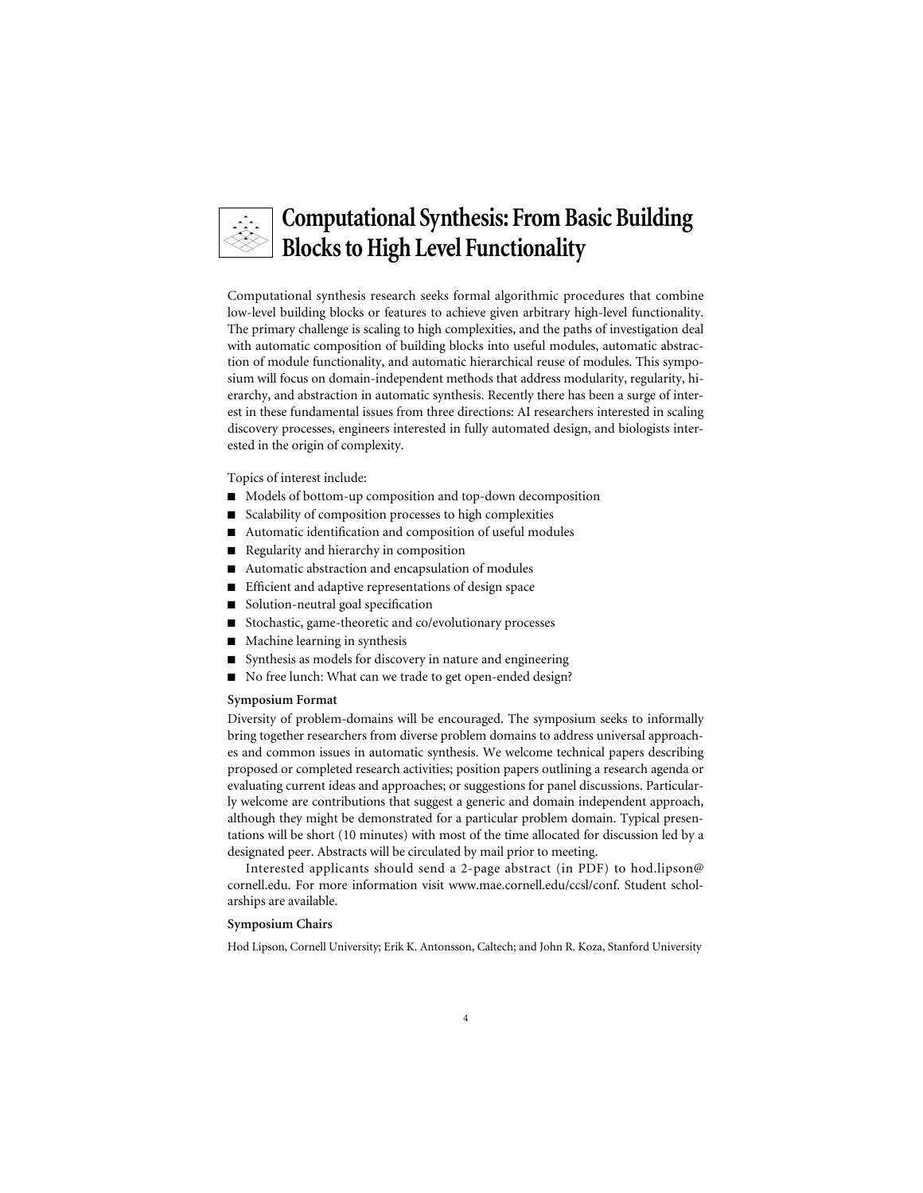# Computational Synthesis: From Basic Building Blocks to High Level Functionality

Computational synthesis research seeks formal algorithmic procedures that combine low-level building blocks or features to achieve given arbitrary high-level functionality. The primary challenge is scaling to high complexities, and the paths of investigation deal with automatic composition of building blocks into useful modules, automatic abstraction of module functionality, and automatic hierarchical reuse of modules. This symposium will focus on domain-independent methods that address modularity, regularity, hierarchy, and abstraction in automatic synthesis. Recently there has been a surge of interest in these fundamental issues from three directions: AI researchers interested in scaling discovery processes, engineers interested in fully automated design, and biologists interested in the origin of complexity.

Topics of interest include:

- Models of bottom-up composition and top-down decomposition
- Scalability of composition processes to high complexities
- Automatic identification and composition of useful modules
- Regularity and hierarchy in composition
- Automatic abstraction and encapsulation of modules
- Efficient and adaptive representations of design space
- Solution-neutral goal specification
- Stochastic, game-theoretic and co/evolutionary processes
- Machine learning in synthesis
- Synthesis as models for discovery in nature and engineering
- No free lunch: What can we trade to get open-ended design?

**Symposium Format**

Diversity of problem-domains will be encouraged. The symposium seeks to informally bring together researchers from diverse problem domains to address universal approaches and common issues in automatic synthesis. We welcome technical papers describing proposed or completed research activities; position papers outlining a research agenda or evaluating current ideas and approaches; or suggestions for panel discussions. Particularly welcome are contributions that suggest a generic and domain independent approach, although they might be demonstrated for a particular problem domain. Typical presentations will be short (10 minutes) with most of the time allocated for discussion led by a designated peer. Abstracts will be circulated by mail prior to meeting.

Interested applicants should send a 2-page abstract (in PDF) to hod.lipson@cornell.edu. For more information visit www.mae.cornell.edu/ccsl/conf. Student scholarships are available.

**Symposium Chairs**

Hod Lipson, Cornell University; Erik K. Antonsson, Caltech; and John R. Koza, Stanford University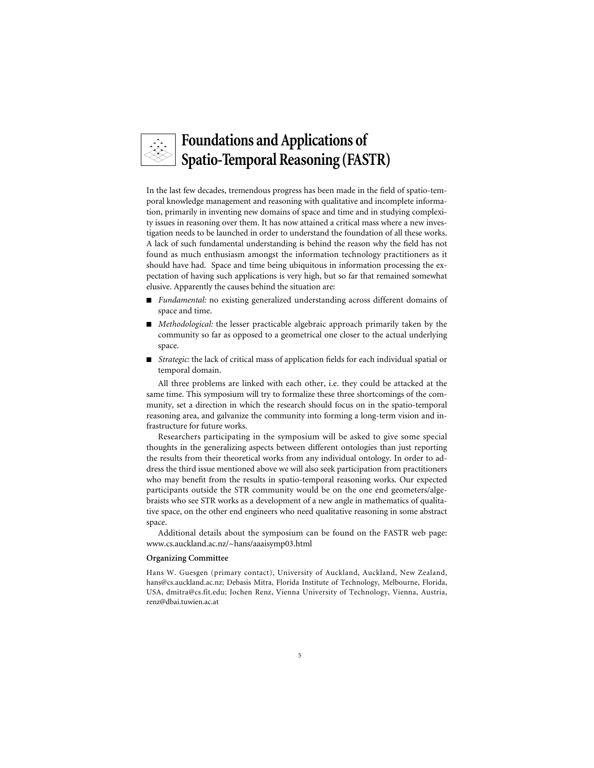# Foundations and Applications of Spatio-Temporal Reasoning (FASTR)

In the last few decades, tremendous progress has been made in the field of spatio-temporal knowledge management and reasoning with qualitative and incomplete information, primarily in inventing new domains of space and time and in studying complexity issues in reasoning over them. It has now attained a critical mass where a new investigation needs to be launched in order to understand the foundation of all these works. A lack of such fundamental understanding is behind the reason why the field has not found as much enthusiasm amongst the information technology practitioners as it should have had. Space and time being ubiquitous in information processing the expectation of having such applications is very high, but so far that remained somewhat elusive. Apparently the causes behind the situation are:

- *Fundamental:* no existing generalized understanding across different domains of space and time.
- *Methodological:* the lesser practicable algebraic approach primarily taken by the community so far as opposed to a geometrical one closer to the actual underlying space.
- *Strategic:* the lack of critical mass of application fields for each individual spatial or temporal domain.

All three problems are linked with each other, i.e. they could be attacked at the same time. This symposium will try to formalize these three shortcomings of the community, set a direction in which the research should focus on in the spatio-temporal reasoning area, and galvanize the community into forming a long-term vision and infrastructure for future works.

Researchers participating in the symposium will be asked to give some special thoughts in the generalizing aspects between different ontologies than just reporting the results from their theoretical works from any individual ontology. In order to address the third issue mentioned above we will also seek participation from practitioners who may benefit from the results in spatio-temporal reasoning works. Our expected participants outside the STR community would be on the one end geometers/algebraists who see STR works as a development of a new angle in mathematics of qualitative space, on the other end engineers who need qualitative reasoning in some abstract space.

Additional details about the symposium can be found on the FASTR web page: www.cs.auckland.ac.nz/~hans/aaaisymp03.html

**Organizing Committee**

Hans W. Guesgen (primary contact), University of Auckland, Auckland, New Zealand, hans@cs.auckland.ac.nz; Debasis Mitra, Florida Institute of Technology, Melbourne, Florida, USA, dmitra@cs.fit.edu; Jochen Renz, Vienna University of Technology, Vienna, Austria, renz@dbai.tuwien.ac.at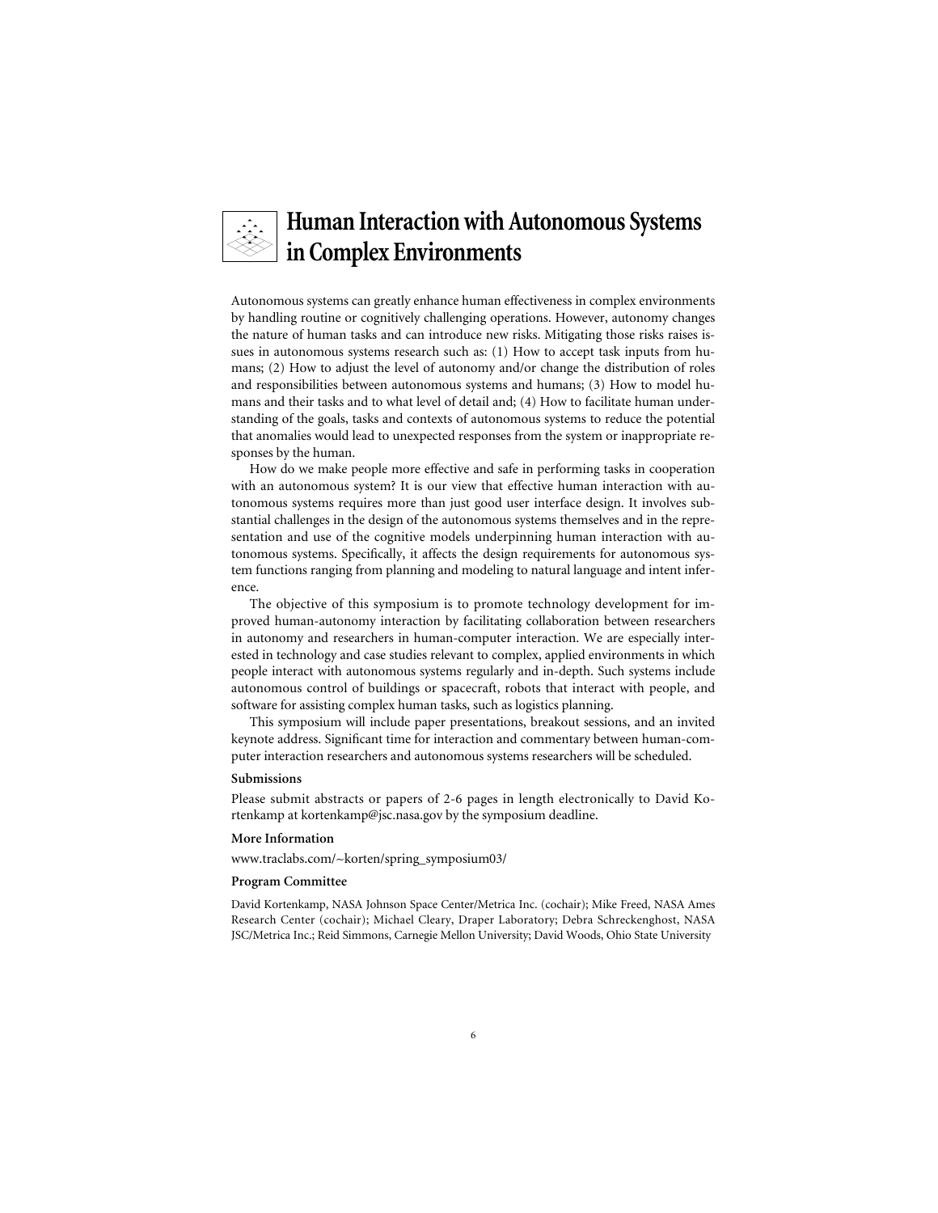# Human Interaction with Autonomous Systems in Complex Environments

Autonomous systems can greatly enhance human effectiveness in complex environments by handling routine or cognitively challenging operations. However, autonomy changes the nature of human tasks and can introduce new risks. Mitigating those risks raises issues in autonomous systems research such as: (1) How to accept task inputs from humans; (2) How to adjust the level of autonomy and/or change the distribution of roles and responsibilities between autonomous systems and humans; (3) How to model humans and their tasks and to what level of detail and; (4) How to facilitate human understanding of the goals, tasks and contexts of autonomous systems to reduce the potential that anomalies would lead to unexpected responses from the system or inappropriate responses by the human.

How do we make people more effective and safe in performing tasks in cooperation with an autonomous system? It is our view that effective human interaction with autonomous systems requires more than just good user interface design. It involves substantial challenges in the design of the autonomous systems themselves and in the representation and use of the cognitive models underpinning human interaction with autonomous systems. Specifically, it affects the design requirements for autonomous system functions ranging from planning and modeling to natural language and intent inference.

The objective of this symposium is to promote technology development for improved human-autonomy interaction by facilitating collaboration between researchers in autonomy and researchers in human-computer interaction. We are especially interested in technology and case studies relevant to complex, applied environments in which people interact with autonomous systems regularly and in-depth. Such systems include autonomous control of buildings or spacecraft, robots that interact with people, and software for assisting complex human tasks, such as logistics planning.

This symposium will include paper presentations, breakout sessions, and an invited keynote address. Significant time for interaction and commentary between human-computer interaction researchers and autonomous systems researchers will be scheduled.

**Submissions**

Please submit abstracts or papers of 2-6 pages in length electronically to David Kortenkamp at kortenkamp@jsc.nasa.gov by the symposium deadline.

**More Information**

www.traclabs.com/~korten/spring_symposium03/

**Program Committee**

David Kortenkamp, NASA Johnson Space Center/Metrica Inc. (cochair); Mike Freed, NASA Ames Research Center (cochair); Michael Cleary, Draper Laboratory; Debra Schreckenghost, NASA JSC/Metrica Inc.; Reid Simmons, Carnegie Mellon University; David Woods, Ohio State University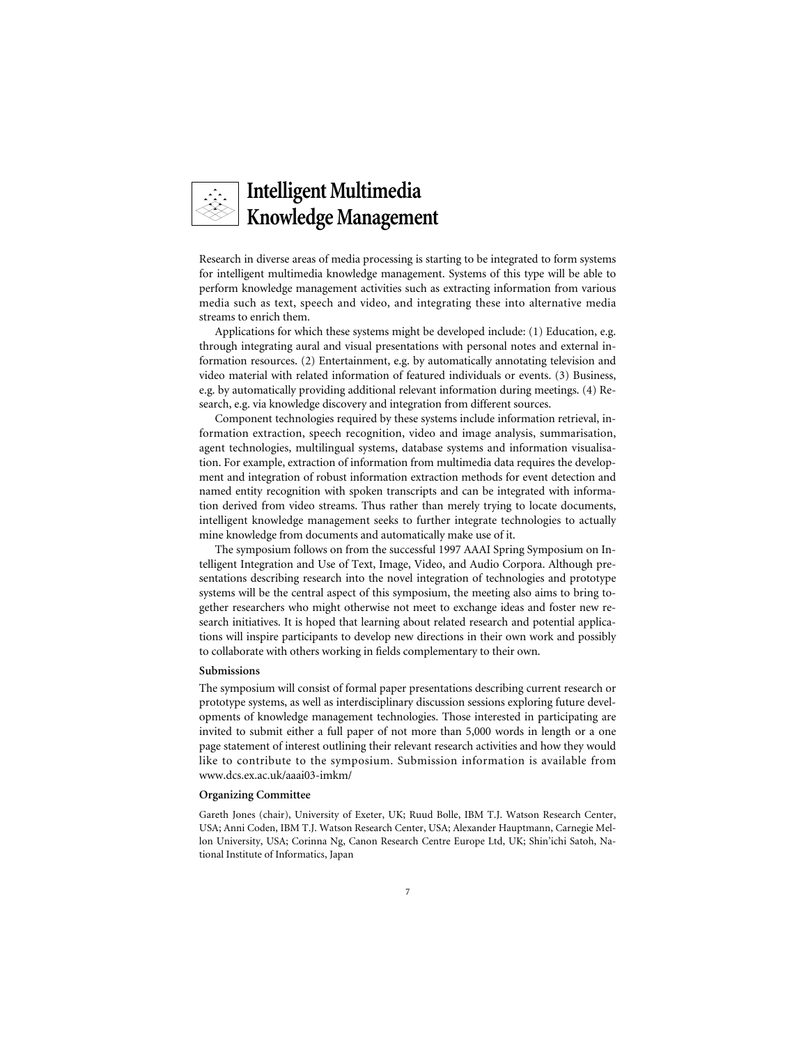# Intelligent Multimedia Knowledge Management

Research in diverse areas of media processing is starting to be integrated to form systems for intelligent multimedia knowledge management. Systems of this type will be able to perform knowledge management activities such as extracting information from various media such as text, speech and video, and integrating these into alternative media streams to enrich them.

Applications for which these systems might be developed include: (1) Education, e.g. through integrating aural and visual presentations with personal notes and external information resources. (2) Entertainment, e.g. by automatically annotating television and video material with related information of featured individuals or events. (3) Business, e.g. by automatically providing additional relevant information during meetings. (4) Research, e.g. via knowledge discovery and integration from different sources.

Component technologies required by these systems include information retrieval, information extraction, speech recognition, video and image analysis, summarisation, agent technologies, multilingual systems, database systems and information visualisation. For example, extraction of information from multimedia data requires the development and integration of robust information extraction methods for event detection and named entity recognition with spoken transcripts and can be integrated with information derived from video streams. Thus rather than merely trying to locate documents, intelligent knowledge management seeks to further integrate technologies to actually mine knowledge from documents and automatically make use of it.

The symposium follows on from the successful 1997 AAAI Spring Symposium on Intelligent Integration and Use of Text, Image, Video, and Audio Corpora. Although presentations describing research into the novel integration of technologies and prototype systems will be the central aspect of this symposium, the meeting also aims to bring together researchers who might otherwise not meet to exchange ideas and foster new research initiatives. It is hoped that learning about related research and potential applications will inspire participants to develop new directions in their own work and possibly to collaborate with others working in fields complementary to their own.

### Submissions

The symposium will consist of formal paper presentations describing current research or prototype systems, as well as interdisciplinary discussion sessions exploring future developments of knowledge management technologies. Those interested in participating are invited to submit either a full paper of not more than 5,000 words in length or a one page statement of interest outlining their relevant research activities and how they would like to contribute to the symposium. Submission information is available from www.dcs.ex.ac.uk/aaai03-imkm/

### Organizing Committee

Gareth Jones (chair), University of Exeter, UK; Ruud Bolle, IBM T.J. Watson Research Center, USA; Anni Coden, IBM T.J. Watson Research Center, USA; Alexander Hauptmann, Carnegie Mellon University, USA; Corinna Ng, Canon Research Centre Europe Ltd, UK; Shin'ichi Satoh, National Institute of Informatics, Japan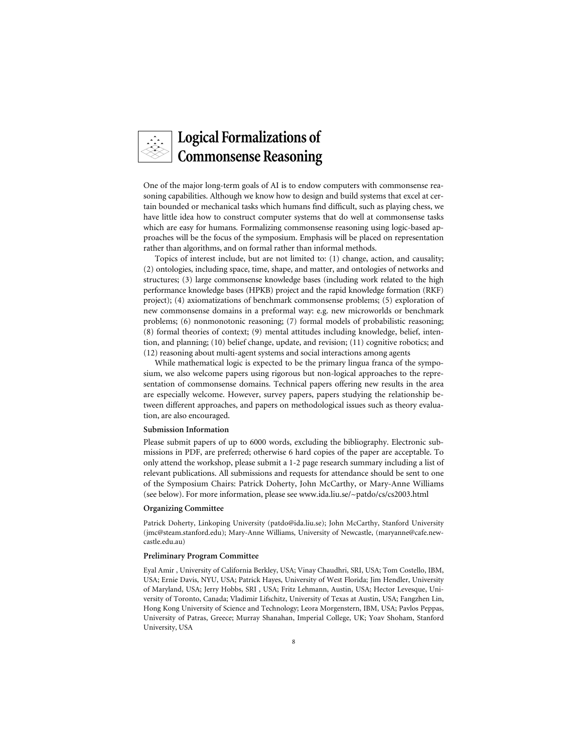# Logical Formalizations of Commonsense Reasoning

One of the major long-term goals of AI is to endow computers with commonsense reasoning capabilities. Although we know how to design and build systems that excel at certain bounded or mechanical tasks which humans find difficult, such as playing chess, we have little idea how to construct computer systems that do well at commonsense tasks which are easy for humans. Formalizing commonsense reasoning using logic-based approaches will be the focus of the symposium. Emphasis will be placed on representation rather than algorithms, and on formal rather than informal methods.

Topics of interest include, but are not limited to: (1) change, action, and causality; (2) ontologies, including space, time, shape, and matter, and ontologies of networks and structures; (3) large commonsense knowledge bases (including work related to the high performance knowledge bases (HPKB) project and the rapid knowledge formation (RKF) project); (4) axiomatizations of benchmark commonsense problems; (5) exploration of new commonsense domains in a preformal way: e.g. new microworlds or benchmark problems; (6) nonmonotonic reasoning; (7) formal models of probabilistic reasoning; (8) formal theories of context; (9) mental attitudes including knowledge, belief, intention, and planning; (10) belief change, update, and revision; (11) cognitive robotics; and (12) reasoning about multi-agent systems and social interactions among agents

While mathematical logic is expected to be the primary lingua franca of the symposium, we also welcome papers using rigorous but non-logical approaches to the representation of commonsense domains. Technical papers offering new results in the area are especially welcome. However, survey papers, papers studying the relationship between different approaches, and papers on methodological issues such as theory evaluation, are also encouraged.

### Submission Information

Please submit papers of up to 6000 words, excluding the bibliography. Electronic submissions in PDF, are preferred; otherwise 6 hard copies of the paper are acceptable. To only attend the workshop, please submit a 1-2 page research summary including a list of relevant publications. All submissions and requests for attendance should be sent to one of the Symposium Chairs: Patrick Doherty, John McCarthy, or Mary-Anne Williams (see below). For more information, please see www.ida.liu.se/~patdo/cs/cs2003.html

### Organizing Committee

Patrick Doherty, Linkoping University (patdo@ida.liu.se); John McCarthy, Stanford University (jmc@steam.stanford.edu); Mary-Anne Williams, University of Newcastle, (maryanne@cafe.newcastle.edu.au)

### Preliminary Program Committee

Eyal Amir , University of California Berkley, USA; Vinay Chaudhri, SRI, USA; Tom Costello, IBM, USA; Ernie Davis, NYU, USA; Patrick Hayes, University of West Florida; Jim Hendler, University of Maryland, USA; Jerry Hobbs, SRI , USA; Fritz Lehmann, Austin, USA; Hector Levesque, University of Toronto, Canada; Vladimir Lifschitz, University of Texas at Austin, USA; Fangzhen Lin, Hong Kong University of Science and Technology; Leora Morgenstern, IBM, USA; Pavlos Peppas, University of Patras, Greece; Murray Shanahan, Imperial College, UK; Yoav Shoham, Stanford University, USA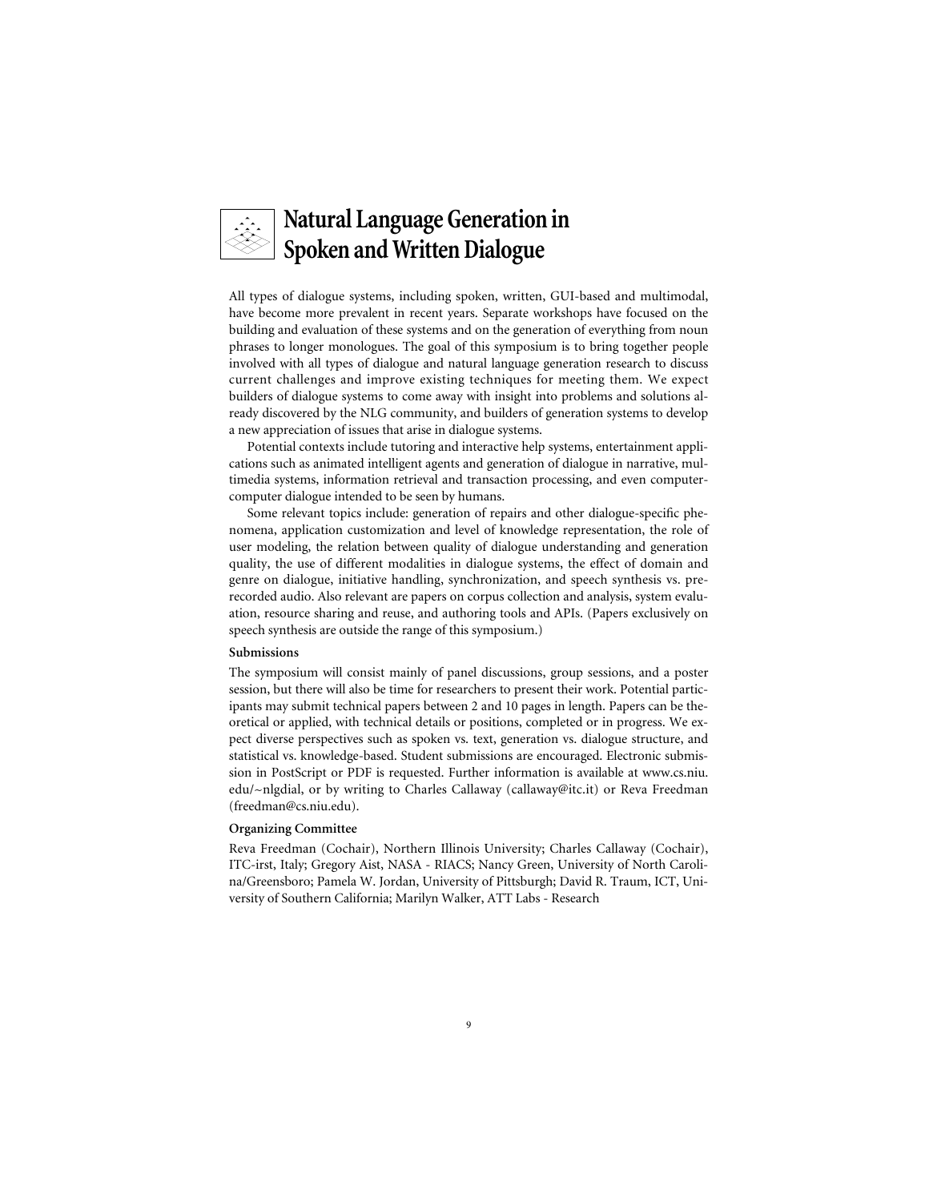# Natural Language Generation in Spoken and Written Dialogue

All types of dialogue systems, including spoken, written, GUI-based and multimodal, have become more prevalent in recent years. Separate workshops have focused on the building and evaluation of these systems and on the generation of everything from noun phrases to longer monologues. The goal of this symposium is to bring together people involved with all types of dialogue and natural language generation research to discuss current challenges and improve existing techniques for meeting them. We expect builders of dialogue systems to come away with insight into problems and solutions already discovered by the NLG community, and builders of generation systems to develop a new appreciation of issues that arise in dialogue systems.

Potential contexts include tutoring and interactive help systems, entertainment applications such as animated intelligent agents and generation of dialogue in narrative, multimedia systems, information retrieval and transaction processing, and even computer-computer dialogue intended to be seen by humans.

Some relevant topics include: generation of repairs and other dialogue-specific phenomena, application customization and level of knowledge representation, the role of user modeling, the relation between quality of dialogue understanding and generation quality, the use of different modalities in dialogue systems, the effect of domain and genre on dialogue, initiative handling, synchronization, and speech synthesis vs. prerecorded audio. Also relevant are papers on corpus collection and analysis, system evaluation, resource sharing and reuse, and authoring tools and APIs. (Papers exclusively on speech synthesis are outside the range of this symposium.)

**Submissions**

The symposium will consist mainly of panel discussions, group sessions, and a poster session, but there will also be time for researchers to present their work. Potential participants may submit technical papers between 2 and 10 pages in length. Papers can be theoretical or applied, with technical details or positions, completed or in progress. We expect diverse perspectives such as spoken vs. text, generation vs. dialogue structure, and statistical vs. knowledge-based. Student submissions are encouraged. Electronic submission in PostScript or PDF is requested. Further information is available at www.cs.niu.edu/~nlgdial, or by writing to Charles Callaway (callaway@itc.it) or Reva Freedman (freedman@cs.niu.edu).

**Organizing Committee**

Reva Freedman (Cochair), Northern Illinois University; Charles Callaway (Cochair), ITC-irst, Italy; Gregory Aist, NASA - RIACS; Nancy Green, University of North Carolina/Greensboro; Pamela W. Jordan, University of Pittsburgh; David R. Traum, ICT, University of Southern California; Marilyn Walker, ATT Labs - Research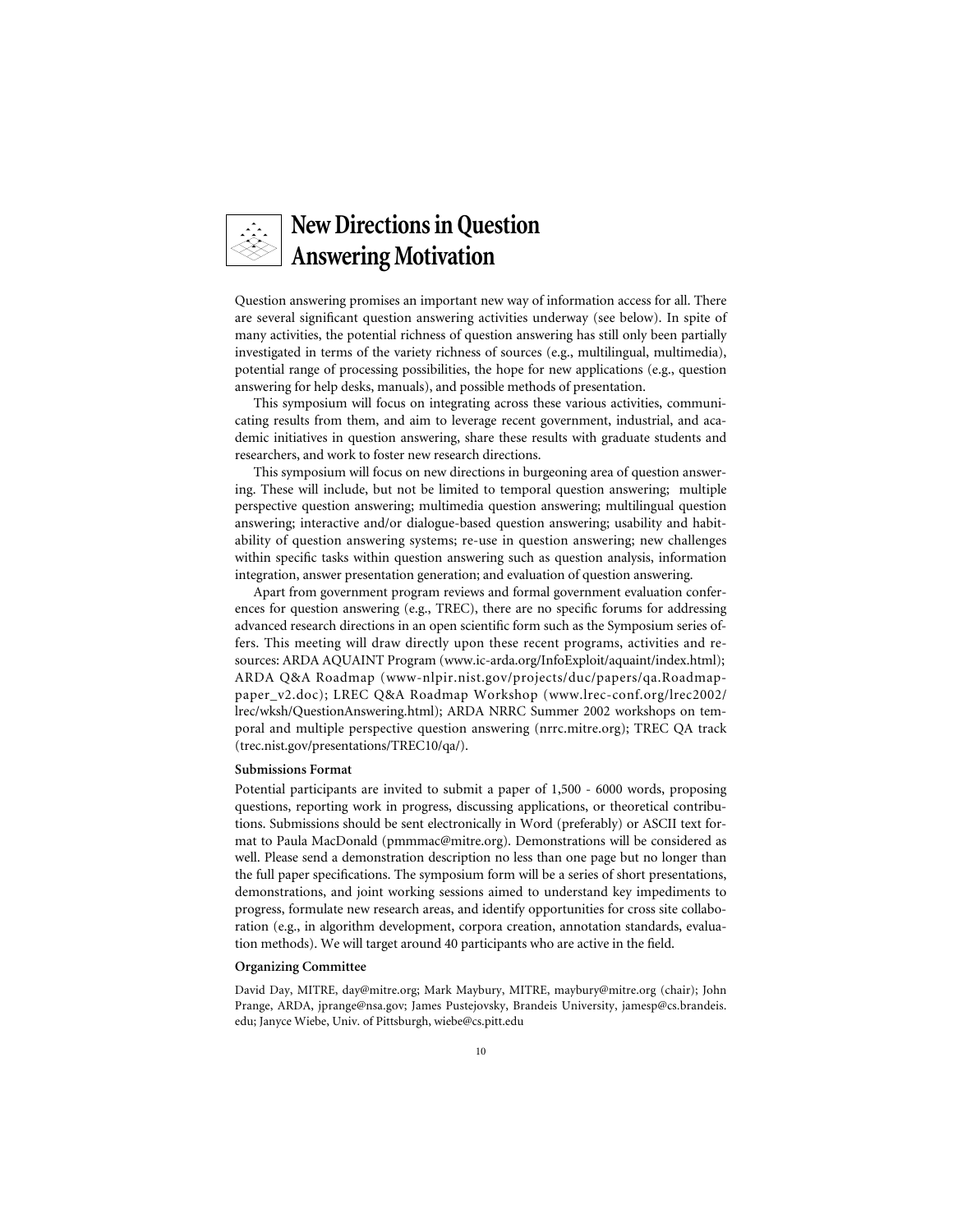# New Directions in Question Answering Motivation

Question answering promises an important new way of information access for all. There are several significant question answering activities underway (see below). In spite of many activities, the potential richness of question answering has still only been partially investigated in terms of the variety richness of sources (e.g., multilingual, multimedia), potential range of processing possibilities, the hope for new applications (e.g., question answering for help desks, manuals), and possible methods of presentation.

This symposium will focus on integrating across these various activities, communicating results from them, and aim to leverage recent government, industrial, and academic initiatives in question answering, share these results with graduate students and researchers, and work to foster new research directions.

This symposium will focus on new directions in burgeoning area of question answering. These will include, but not be limited to temporal question answering; multiple perspective question answering; multimedia question answering; multilingual question answering; interactive and/or dialogue-based question answering; usability and habitability of question answering systems; re-use in question answering; new challenges within specific tasks within question answering such as question analysis, information integration, answer presentation generation; and evaluation of question answering.

Apart from government program reviews and formal government evaluation conferences for question answering (e.g., TREC), there are no specific forums for addressing advanced research directions in an open scientific form such as the Symposium series offers. This meeting will draw directly upon these recent programs, activities and resources: ARDA AQUAINT Program (www.ic-arda.org/InfoExploit/aquaint/index.html); ARDA Q&A Roadmap (www-nlpir.nist.gov/projects/duc/papers/qa.Roadmap-paper_v2.doc); LREC Q&A Roadmap Workshop (www.lrec-conf.org/lrec2002/lrec/wksh/QuestionAnswering.html); ARDA NRRC Summer 2002 workshops on temporal and multiple perspective question answering (nrrc.mitre.org); TREC QA track (trec.nist.gov/presentations/TREC10/qa/).

### Submissions Format

Potential participants are invited to submit a paper of 1,500 - 6000 words, proposing questions, reporting work in progress, discussing applications, or theoretical contributions. Submissions should be sent electronically in Word (preferably) or ASCII text format to Paula MacDonald (pmmmac@mitre.org). Demonstrations will be considered as well. Please send a demonstration description no less than one page but no longer than the full paper specifications. The symposium form will be a series of short presentations, demonstrations, and joint working sessions aimed to understand key impediments to progress, formulate new research areas, and identify opportunities for cross site collaboration (e.g., in algorithm development, corpora creation, annotation standards, evaluation methods). We will target around 40 participants who are active in the field.

### Organizing Committee

David Day, MITRE, day@mitre.org; Mark Maybury, MITRE, maybury@mitre.org (chair); John Prange, ARDA, jprange@nsa.gov; James Pustejovsky, Brandeis University, jamesp@cs.brandeis.edu; Janyce Wiebe, Univ. of Pittsburgh, wiebe@cs.pitt.edu